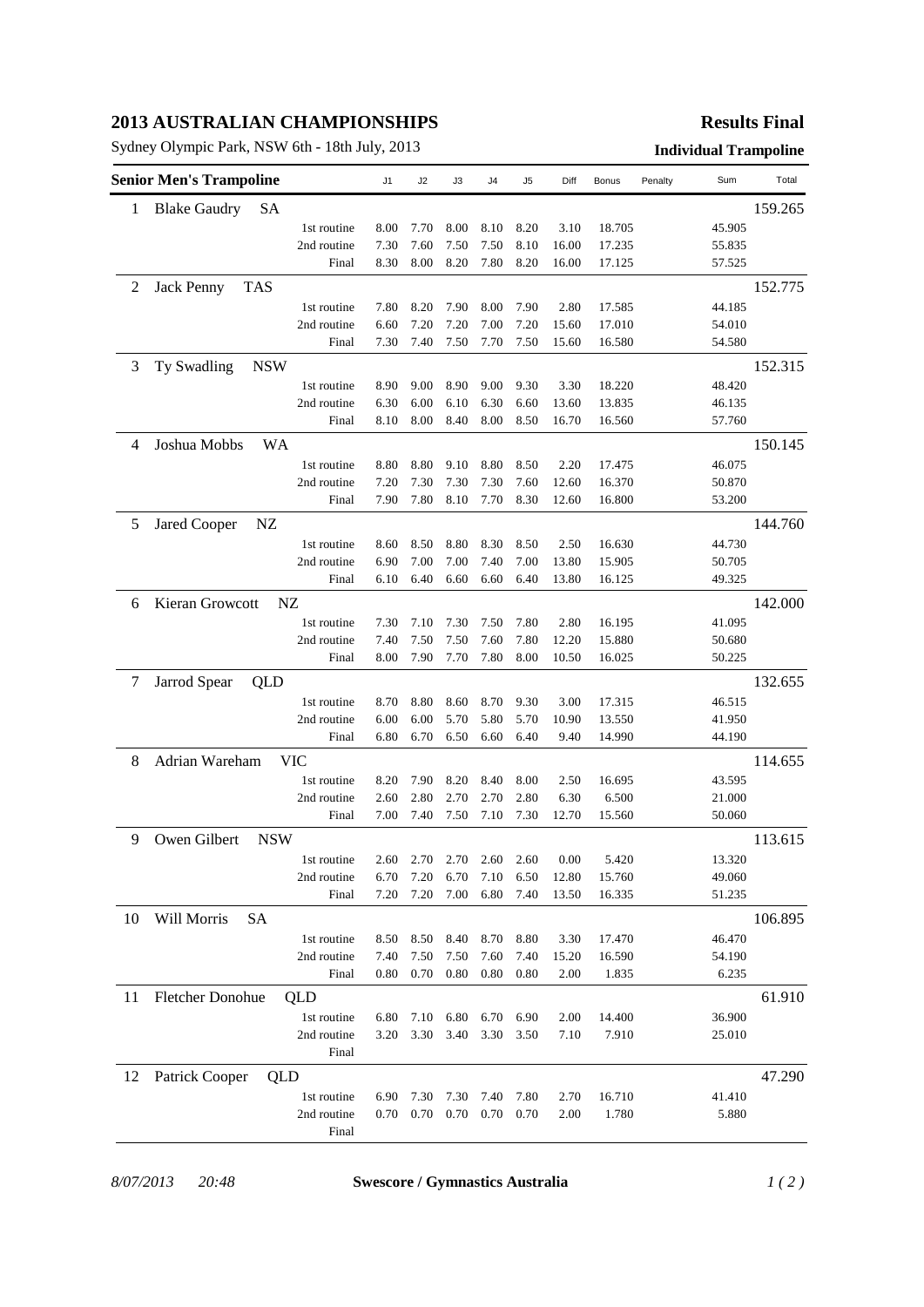# 2013 AUSTRALIAN CHAMPIONSHIPS

**Results Final**

Sydney Olympic Park, NSW 6th - 18th July, 2013

**Individual Trampoline**

| Rank | Senior Men's Trampoline | | J1 | J2 | J3 | J4 | J5 | Diff | Bonus | Penalty | Sum | Total |
|---|---|---|---|---|---|---|---|---|---|---|---|---|
| 1 | Blake Gaudry | SA | | | | | | | | | | 159.265 |
| | | 1st routine | 8.00 | 7.70 | 8.00 | 8.10 | 8.20 | 3.10 | 18.705 | | 45.905 | |
| | | 2nd routine | 7.30 | 7.60 | 7.50 | 7.50 | 8.10 | 16.00 | 17.235 | | 55.835 | |
| | | Final | 8.30 | 8.00 | 8.20 | 7.80 | 8.20 | 16.00 | 17.125 | | 57.525 | |
| 2 | Jack Penny | TAS | | | | | | | | | | 152.775 |
| | | 1st routine | 7.80 | 8.20 | 7.90 | 8.00 | 7.90 | 2.80 | 17.585 | | 44.185 | |
| | | 2nd routine | 6.60 | 7.20 | 7.20 | 7.00 | 7.20 | 15.60 | 17.010 | | 54.010 | |
| | | Final | 7.30 | 7.40 | 7.50 | 7.70 | 7.50 | 15.60 | 16.580 | | 54.580 | |
| 3 | Ty Swadling | NSW | | | | | | | | | | 152.315 |
| | | 1st routine | 8.90 | 9.00 | 8.90 | 9.00 | 9.30 | 3.30 | 18.220 | | 48.420 | |
| | | 2nd routine | 6.30 | 6.00 | 6.10 | 6.30 | 6.60 | 13.60 | 13.835 | | 46.135 | |
| | | Final | 8.10 | 8.00 | 8.40 | 8.00 | 8.50 | 16.70 | 16.560 | | 57.760 | |
| 4 | Joshua Mobbs | WA | | | | | | | | | | 150.145 |
| | | 1st routine | 8.80 | 8.80 | 9.10 | 8.80 | 8.50 | 2.20 | 17.475 | | 46.075 | |
| | | 2nd routine | 7.20 | 7.30 | 7.30 | 7.30 | 7.60 | 12.60 | 16.370 | | 50.870 | |
| | | Final | 7.90 | 7.80 | 8.10 | 7.70 | 8.30 | 12.60 | 16.800 | | 53.200 | |
| 5 | Jared Cooper | NZ | | | | | | | | | | 144.760 |
| | | 1st routine | 8.60 | 8.50 | 8.80 | 8.30 | 8.50 | 2.50 | 16.630 | | 44.730 | |
| | | 2nd routine | 6.90 | 7.00 | 7.00 | 7.40 | 7.00 | 13.80 | 15.905 | | 50.705 | |
| | | Final | 6.10 | 6.40 | 6.60 | 6.60 | 6.40 | 13.80 | 16.125 | | 49.325 | |
| 6 | Kieran Growcott | NZ | | | | | | | | | | 142.000 |
| | | 1st routine | 7.30 | 7.10 | 7.30 | 7.50 | 7.80 | 2.80 | 16.195 | | 41.095 | |
| | | 2nd routine | 7.40 | 7.50 | 7.50 | 7.60 | 7.80 | 12.20 | 15.880 | | 50.680 | |
| | | Final | 8.00 | 7.90 | 7.70 | 7.80 | 8.00 | 10.50 | 16.025 | | 50.225 | |
| 7 | Jarrod Spear | QLD | | | | | | | | | | 132.655 |
| | | 1st routine | 8.70 | 8.80 | 8.60 | 8.70 | 9.30 | 3.00 | 17.315 | | 46.515 | |
| | | 2nd routine | 6.00 | 6.00 | 5.70 | 5.80 | 5.70 | 10.90 | 13.550 | | 41.950 | |
| | | Final | 6.80 | 6.70 | 6.50 | 6.60 | 6.40 | 9.40 | 14.990 | | 44.190 | |
| 8 | Adrian Wareham | VIC | | | | | | | | | | 114.655 |
| | | 1st routine | 8.20 | 7.90 | 8.20 | 8.40 | 8.00 | 2.50 | 16.695 | | 43.595 | |
| | | 2nd routine | 2.60 | 2.80 | 2.70 | 2.70 | 2.80 | 6.30 | 6.500 | | 21.000 | |
| | | Final | 7.00 | 7.40 | 7.50 | 7.10 | 7.30 | 12.70 | 15.560 | | 50.060 | |
| 9 | Owen Gilbert | NSW | | | | | | | | | | 113.615 |
| | | 1st routine | 2.60 | 2.70 | 2.70 | 2.60 | 2.60 | 0.00 | 5.420 | | 13.320 | |
| | | 2nd routine | 6.70 | 7.20 | 6.70 | 7.10 | 6.50 | 12.80 | 15.760 | | 49.060 | |
| | | Final | 7.20 | 7.20 | 7.00 | 6.80 | 7.40 | 13.50 | 16.335 | | 51.235 | |
| 10 | Will Morris | SA | | | | | | | | | | 106.895 |
| | | 1st routine | 8.50 | 8.50 | 8.40 | 8.70 | 8.80 | 3.30 | 17.470 | | 46.470 | |
| | | 2nd routine | 7.40 | 7.50 | 7.50 | 7.60 | 7.40 | 15.20 | 16.590 | | 54.190 | |
| | | Final | 0.80 | 0.70 | 0.80 | 0.80 | 0.80 | 2.00 | 1.835 | | 6.235 | |
| 11 | Fletcher Donohue | QLD | | | | | | | | | | 61.910 |
| | | 1st routine | 6.80 | 7.10 | 6.80 | 6.70 | 6.90 | 2.00 | 14.400 | | 36.900 | |
| | | 2nd routine | 3.20 | 3.30 | 3.40 | 3.30 | 3.50 | 7.10 | 7.910 | | 25.010 | |
| | | Final | | | | | | | | | | |
| 12 | Patrick Cooper | QLD | | | | | | | | | | 47.290 |
| | | 1st routine | 6.90 | 7.30 | 7.30 | 7.40 | 7.80 | 2.70 | 16.710 | | 41.410 | |
| | | 2nd routine | 0.70 | 0.70 | 0.70 | 0.70 | 0.70 | 2.00 | 1.780 | | 5.880 | |
| | | Final | | | | | | | | | | |

*8/07/2013 20:48* **Swescore / Gymnastics Australia**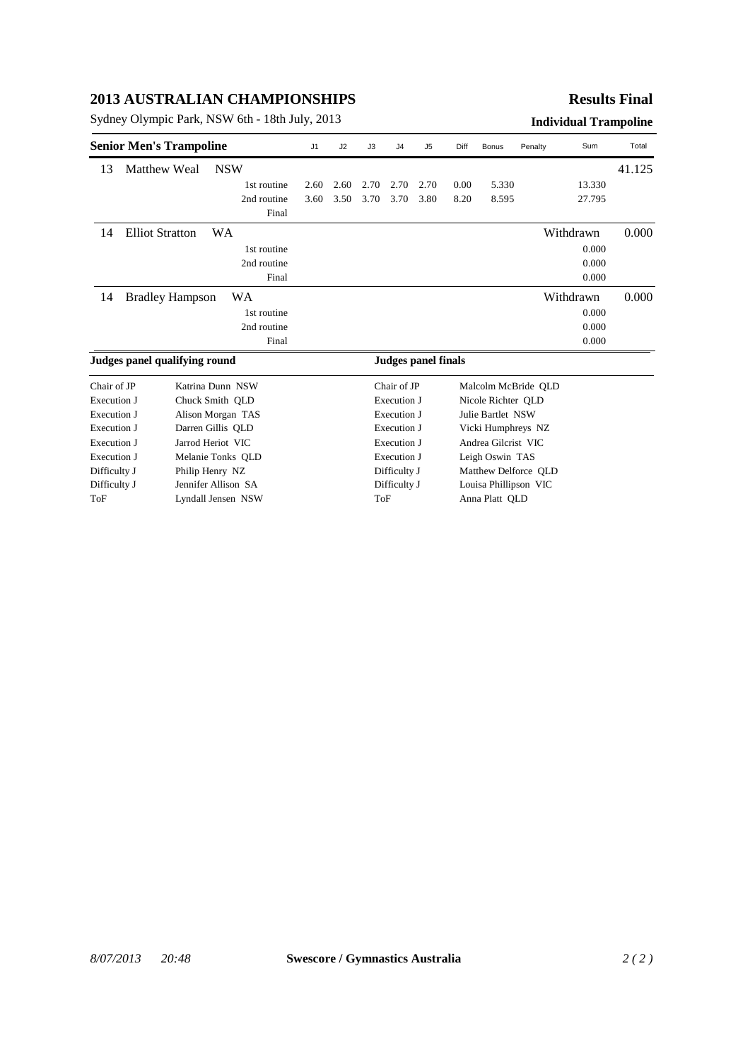# 2013 AUSTRALIAN CHAMPIONSHIPS

**Results Final**

Sydney Olympic Park, NSW 6th - 18th July, 2013

**Individual Trampoline**

| Senior Men's Trampoline | | | J1 | J2 | J3 | J4 | J5 | Diff | Bonus | Penalty | Sum | Total |
|---|---|---|---|---|---|---|---|---|---|---|---|---|
| 13 | Matthew Weal | NSW | | | | | | | | | | 41.125 |
| | | 1st routine | 2.60 | 2.60 | 2.70 | 2.70 | 2.70 | 0.00 | 5.330 | | 13.330 | |
| | | 2nd routine | 3.60 | 3.50 | 3.70 | 3.70 | 3.80 | 8.20 | 8.595 | | 27.795 | |
| | | Final | | | | | | | | | | |
| 14 | Elliot Stratton | WA | | | | | | | | | Withdrawn | 0.000 |
| | | 1st routine | | | | | | | | | 0.000 | |
| | | 2nd routine | | | | | | | | | 0.000 | |
| | | Final | | | | | | | | | 0.000 | |
| 14 | Bradley Hampson | WA | | | | | | | | | Withdrawn | 0.000 |
| | | 1st routine | | | | | | | | | 0.000 | |
| | | 2nd routine | | | | | | | | | 0.000 | |
| | | Final | | | | | | | | | 0.000 | |

| Judges panel qualifying round | | Judges panel finals | |
|---|---|---|---|
| Chair of JP | Katrina Dunn NSW | Chair of JP | Malcolm McBride QLD |
| Execution J | Chuck Smith QLD | Execution J | Nicole Richter QLD |
| Execution J | Alison Morgan TAS | Execution J | Julie Bartlet NSW |
| Execution J | Darren Gillis QLD | Execution J | Vicki Humphreys NZ |
| Execution J | Jarrod Heriot VIC | Execution J | Andrea Gilcrist VIC |
| Execution J | Melanie Tonks QLD | Execution J | Leigh Oswin TAS |
| Difficulty J | Philip Henry NZ | Difficulty J | Matthew Delforce QLD |
| Difficulty J | Jennifer Allison SA | Difficulty J | Louisa Phillipson VIC |
| ToF | Lyndall Jensen NSW | ToF | Anna Platt QLD |

*8/07/2013 20:48* **Swescore / Gymnastics Australia**